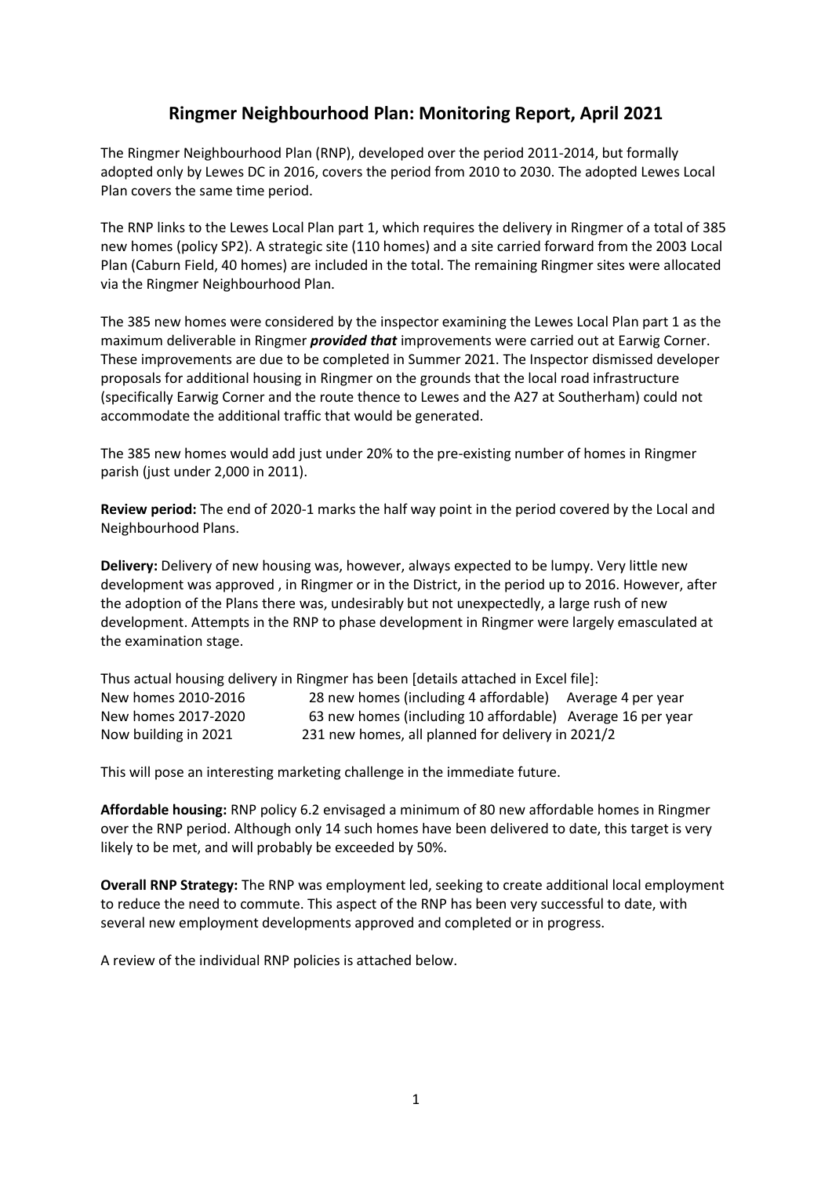# Ringmer Neighbourhood Plan: Monitoring Report, April 2021

The Ringmer Neighbourhood Plan (RNP), developed over the period 2011-2014, but formally adopted only by Lewes DC in 2016, covers the period from 2010 to 2030. The adopted Lewes Local Plan covers the same time period.

The RNP links to the Lewes Local Plan part 1, which requires the delivery in Ringmer of a total of 385 new homes (policy SP2). A strategic site (110 homes) and a site carried forward from the 2003 Local Plan (Caburn Field, 40 homes) are included in the total. The remaining Ringmer sites were allocated via the Ringmer Neighbourhood Plan.

The 385 new homes were considered by the inspector examining the Lewes Local Plan part 1 as the maximum deliverable in Ringmer ***provided that*** improvements were carried out at Earwig Corner. These improvements are due to be completed in Summer 2021. The Inspector dismissed developer proposals for additional housing in Ringmer on the grounds that the local road infrastructure (specifically Earwig Corner and the route thence to Lewes and the A27 at Southerham) could not accommodate the additional traffic that would be generated.

The 385 new homes would add just under 20% to the pre-existing number of homes in Ringmer parish (just under 2,000 in 2011).

**Review period:** The end of 2020-1 marks the half way point in the period covered by the Local and Neighbourhood Plans.

**Delivery:** Delivery of new housing was, however, always expected to be lumpy. Very little new development was approved , in Ringmer or in the District, in the period up to 2016. However, after the adoption of the Plans there was, undesirably but not unexpectedly, a large rush of new development. Attempts in the RNP to phase development in Ringmer were largely emasculated at the examination stage.

Thus actual housing delivery in Ringmer has been [details attached in Excel file]:

| | | |
|---|---|---|
| New homes 2010-2016 | 28 new homes (including 4 affordable) | Average 4 per year |
| New homes 2017-2020 | 63 new homes (including 10 affordable) | Average 16 per year |
| Now building in 2021 | 231 new homes, all planned for delivery in 2021/2 | |

This will pose an interesting marketing challenge in the immediate future.

**Affordable housing:** RNP policy 6.2 envisaged a minimum of 80 new affordable homes in Ringmer over the RNP period. Although only 14 such homes have been delivered to date, this target is very likely to be met, and will probably be exceeded by 50%.

**Overall RNP Strategy:** The RNP was employment led, seeking to create additional local employment to reduce the need to commute. This aspect of the RNP has been very successful to date, with several new employment developments approved and completed or in progress.

A review of the individual RNP policies is attached below.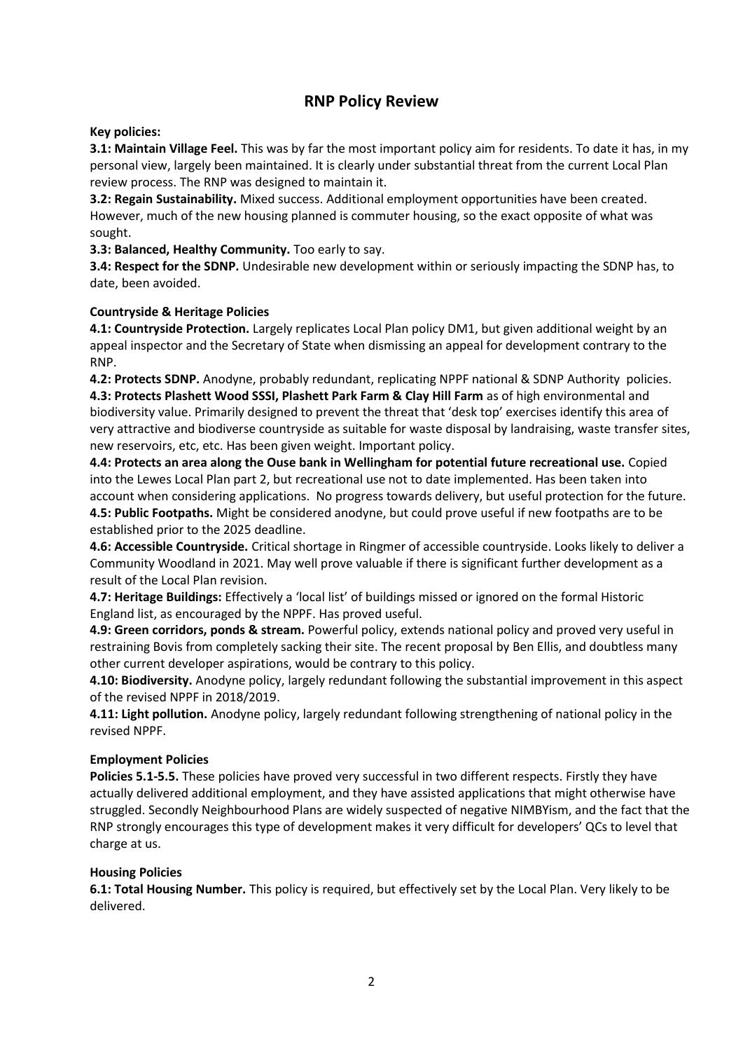# RNP Policy Review

**Key policies:**

**3.1: Maintain Village Feel.** This was by far the most important policy aim for residents. To date it has, in my personal view, largely been maintained. It is clearly under substantial threat from the current Local Plan review process. The RNP was designed to maintain it.

**3.2: Regain Sustainability.** Mixed success. Additional employment opportunities have been created. However, much of the new housing planned is commuter housing, so the exact opposite of what was sought.

**3.3: Balanced, Healthy Community.** Too early to say.

**3.4: Respect for the SDNP.** Undesirable new development within or seriously impacting the SDNP has, to date, been avoided.

**Countryside & Heritage Policies**

**4.1: Countryside Protection.** Largely replicates Local Plan policy DM1, but given additional weight by an appeal inspector and the Secretary of State when dismissing an appeal for development contrary to the RNP.

**4.2: Protects SDNP.** Anodyne, probably redundant, replicating NPPF national & SDNP Authority policies.

**4.3: Protects Plashett Wood SSSI, Plashett Park Farm & Clay Hill Farm** as of high environmental and biodiversity value. Primarily designed to prevent the threat that 'desk top' exercises identify this area of very attractive and biodiverse countryside as suitable for waste disposal by landraising, waste transfer sites, new reservoirs, etc, etc. Has been given weight. Important policy.

**4.4: Protects an area along the Ouse bank in Wellingham for potential future recreational use.** Copied into the Lewes Local Plan part 2, but recreational use not to date implemented. Has been taken into account when considering applications. No progress towards delivery, but useful protection for the future.

**4.5: Public Footpaths.** Might be considered anodyne, but could prove useful if new footpaths are to be established prior to the 2025 deadline.

**4.6: Accessible Countryside.** Critical shortage in Ringmer of accessible countryside. Looks likely to deliver a Community Woodland in 2021. May well prove valuable if there is significant further development as a result of the Local Plan revision.

**4.7: Heritage Buildings:** Effectively a 'local list' of buildings missed or ignored on the formal Historic England list, as encouraged by the NPPF. Has proved useful.

**4.9: Green corridors, ponds & stream.** Powerful policy, extends national policy and proved very useful in restraining Bovis from completely sacking their site. The recent proposal by Ben Ellis, and doubtless many other current developer aspirations, would be contrary to this policy.

**4.10: Biodiversity.** Anodyne policy, largely redundant following the substantial improvement in this aspect of the revised NPPF in 2018/2019.

**4.11: Light pollution.** Anodyne policy, largely redundant following strengthening of national policy in the revised NPPF.

**Employment Policies**

**Policies 5.1-5.5.** These policies have proved very successful in two different respects. Firstly they have actually delivered additional employment, and they have assisted applications that might otherwise have struggled. Secondly Neighbourhood Plans are widely suspected of negative NIMBYism, and the fact that the RNP strongly encourages this type of development makes it very difficult for developers' QCs to level that charge at us.

**Housing Policies**

**6.1: Total Housing Number.** This policy is required, but effectively set by the Local Plan. Very likely to be delivered.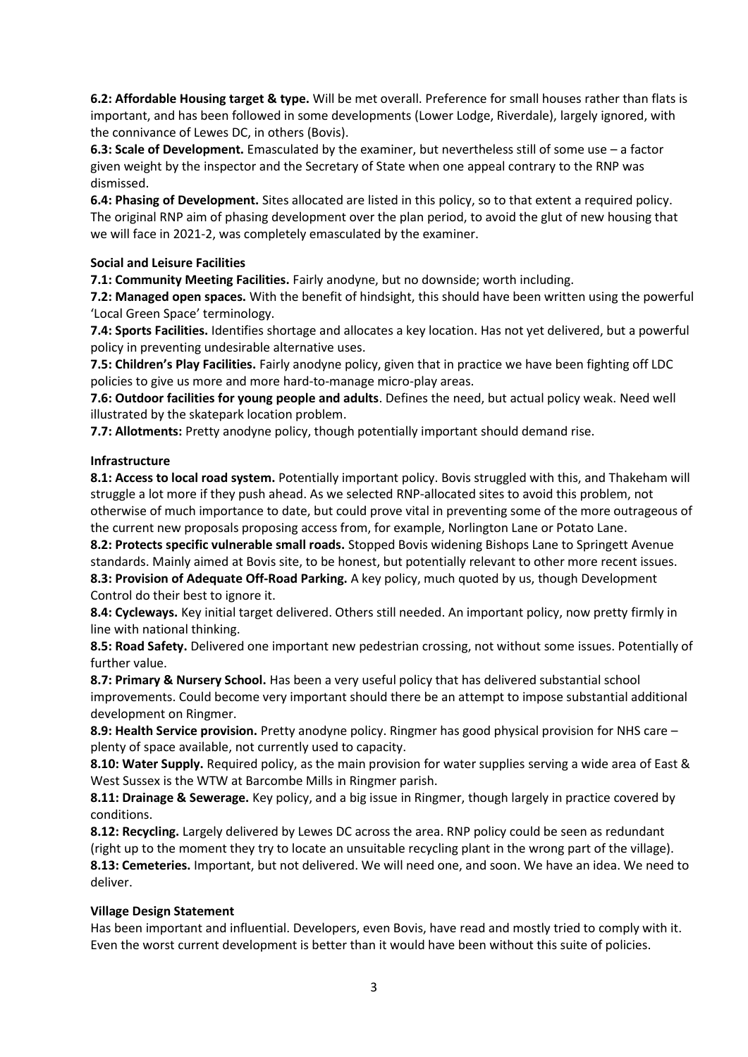**6.2: Affordable Housing target & type.** Will be met overall. Preference for small houses rather than flats is important, and has been followed in some developments (Lower Lodge, Riverdale), largely ignored, with the connivance of Lewes DC, in others (Bovis).

**6.3: Scale of Development.** Emasculated by the examiner, but nevertheless still of some use – a factor given weight by the inspector and the Secretary of State when one appeal contrary to the RNP was dismissed.

**6.4: Phasing of Development.** Sites allocated are listed in this policy, so to that extent a required policy. The original RNP aim of phasing development over the plan period, to avoid the glut of new housing that we will face in 2021-2, was completely emasculated by the examiner.

**Social and Leisure Facilities**

**7.1: Community Meeting Facilities.** Fairly anodyne, but no downside; worth including.

**7.2: Managed open spaces.** With the benefit of hindsight, this should have been written using the powerful 'Local Green Space' terminology.

**7.4: Sports Facilities.** Identifies shortage and allocates a key location. Has not yet delivered, but a powerful policy in preventing undesirable alternative uses.

**7.5: Children's Play Facilities.** Fairly anodyne policy, given that in practice we have been fighting off LDC policies to give us more and more hard-to-manage micro-play areas.

**7.6: Outdoor facilities for young people and adults**. Defines the need, but actual policy weak. Need well illustrated by the skatepark location problem.

**7.7: Allotments:** Pretty anodyne policy, though potentially important should demand rise.

**Infrastructure**

**8.1: Access to local road system.** Potentially important policy. Bovis struggled with this, and Thakeham will struggle a lot more if they push ahead. As we selected RNP-allocated sites to avoid this problem, not otherwise of much importance to date, but could prove vital in preventing some of the more outrageous of the current new proposals proposing access from, for example, Norlington Lane or Potato Lane.

**8.2: Protects specific vulnerable small roads.** Stopped Bovis widening Bishops Lane to Springett Avenue standards. Mainly aimed at Bovis site, to be honest, but potentially relevant to other more recent issues.

**8.3: Provision of Adequate Off-Road Parking.** A key policy, much quoted by us, though Development Control do their best to ignore it.

**8.4: Cycleways.** Key initial target delivered. Others still needed. An important policy, now pretty firmly in line with national thinking.

**8.5: Road Safety.** Delivered one important new pedestrian crossing, not without some issues. Potentially of further value.

**8.7: Primary & Nursery School.** Has been a very useful policy that has delivered substantial school improvements. Could become very important should there be an attempt to impose substantial additional development on Ringmer.

**8.9: Health Service provision.** Pretty anodyne policy. Ringmer has good physical provision for NHS care – plenty of space available, not currently used to capacity.

**8.10: Water Supply.** Required policy, as the main provision for water supplies serving a wide area of East & West Sussex is the WTW at Barcombe Mills in Ringmer parish.

**8.11: Drainage & Sewerage.** Key policy, and a big issue in Ringmer, though largely in practice covered by conditions.

**8.12: Recycling.** Largely delivered by Lewes DC across the area. RNP policy could be seen as redundant (right up to the moment they try to locate an unsuitable recycling plant in the wrong part of the village).

**8.13: Cemeteries.** Important, but not delivered. We will need one, and soon. We have an idea. We need to deliver.

**Village Design Statement**

Has been important and influential. Developers, even Bovis, have read and mostly tried to comply with it. Even the worst current development is better than it would have been without this suite of policies.